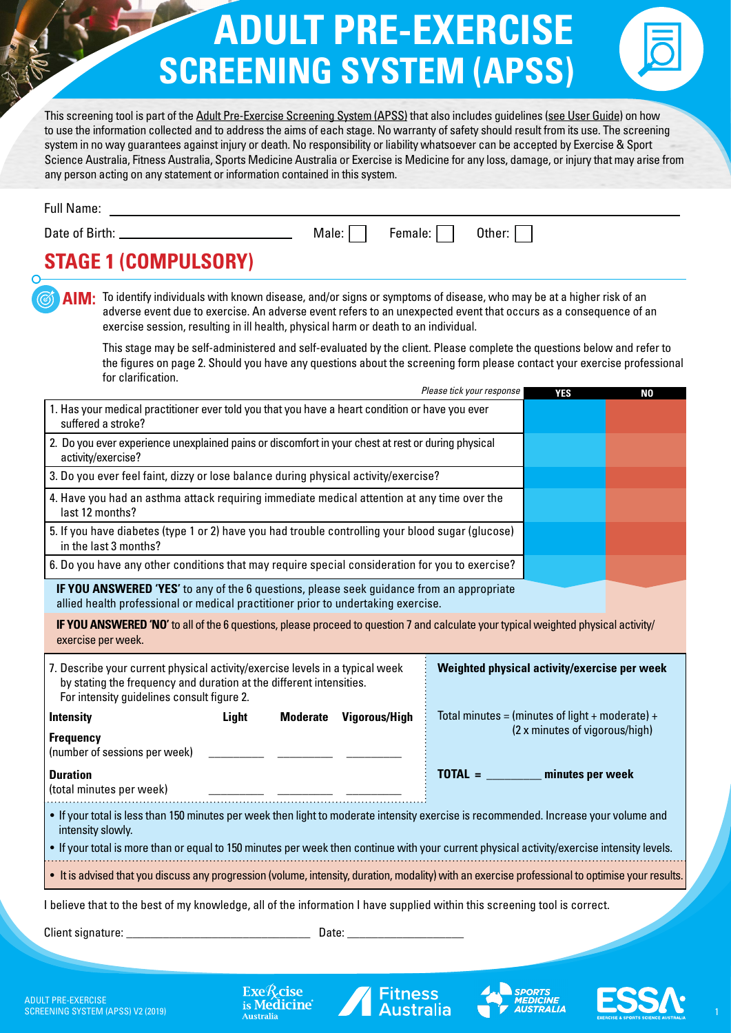# ADULT PRE-EXERCISE SCREENING SYSTEM (APSS)

This screening tool is part of the Adult Pre-Exercise Screening System (APSS) that also includes guidelines (see User Guide) on how to use the information collected and to address the aims of each stage. No warranty of safety should result from its use. The screening system in no way guarantees against injury or death. No responsibility or liability whatsoever can be accepted by Exercise & Sport Science Australia, Fitness Australia, Sports Medicine Australia or Exercise is Medicine for any loss, damage, or injury that may arise from any person acting on any statement or information contained in this system.

Full Name: ______________________________

Date of Birth: ____________________ Male: ☐ Female: ☐ Other: ☐

## STAGE 1 (COMPULSORY)

**AIM:** To identify individuals with known disease, and/or signs or symptoms of disease, who may be at a higher risk of an adverse event due to exercise. An adverse event refers to an unexpected event that occurs as a consequence of an exercise session, resulting in ill health, physical harm or death to an individual.

This stage may be self-administered and self-evaluated by the client. Please complete the questions below and refer to the figures on page 2. Should you have any questions about the screening form please contact your exercise professional for clarification.

| *Please tick your response* | YES | NO |
|---|---|---|
| 1. Has your medical practitioner ever told you that you have a heart condition or have you ever suffered a stroke? | | |
| 2. Do you ever experience unexplained pains or discomfort in your chest at rest or during physical activity/exercise? | | |
| 3. Do you ever feel faint, dizzy or lose balance during physical activity/exercise? | | |
| 4. Have you had an asthma attack requiring immediate medical attention at any time over the last 12 months? | | |
| 5. If you have diabetes (type 1 or 2) have you had trouble controlling your blood sugar (glucose) in the last 3 months? | | |
| 6. Do you have any other conditions that may require special consideration for you to exercise? | | |

**IF YOU ANSWERED 'YES'** to any of the 6 questions, please seek guidance from an appropriate allied health professional or medical practitioner prior to undertaking exercise.

**IF YOU ANSWERED 'NO'** to all of the 6 questions, please proceed to question 7 and calculate your typical weighted physical activity/exercise per week.

7. Describe your current physical activity/exercise levels in a typical week by stating the frequency and duration at the different intensities. For intensity guidelines consult figure 2.

| Intensity | Light | Moderate | Vigorous/High |
|---|---|---|---|
| **Frequency** (number of sessions per week) | ______ | ______ | ______ |
| **Duration** (total minutes per week) | ______ | ______ | ______ |

**Weighted physical activity/exercise per week**

Total minutes = (minutes of light + moderate) + (2 x minutes of vigorous/high)

**TOTAL =** ________ **minutes per week**

- If your total is less than 150 minutes per week then light to moderate intensity exercise is recommended. Increase your volume and intensity slowly.
- If your total is more than or equal to 150 minutes per week then continue with your current physical activity/exercise intensity levels.

- It is advised that you discuss any progression (volume, intensity, duration, modality) with an exercise professional to optimise your results.

I believe that to the best of my knowledge, all of the information I have supplied within this screening tool is correct.

Client signature: ______________________ Date: ______________

ADULT PRE-EXERCISE SCREENING SYSTEM (APSS) V2 (2019)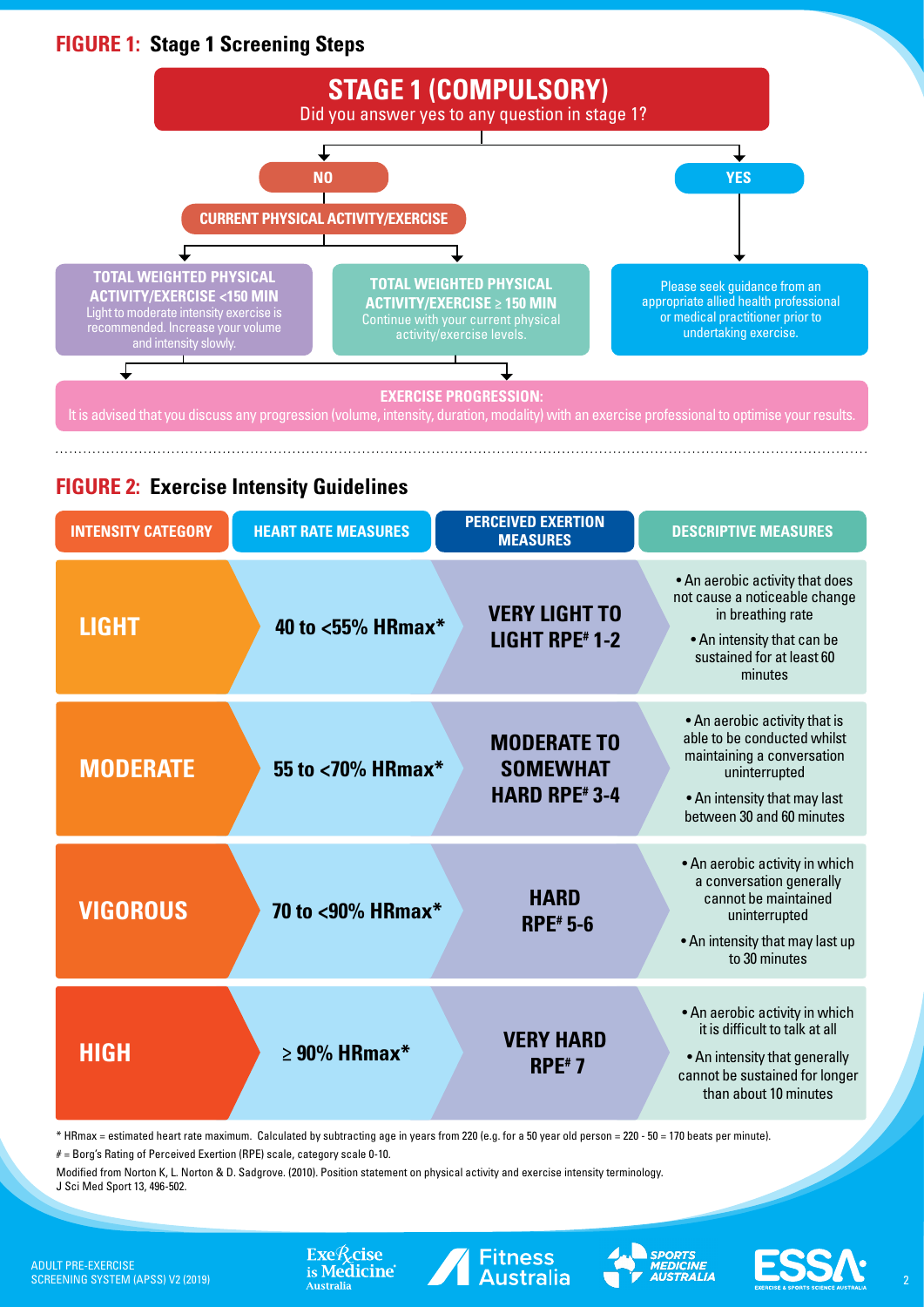## FIGURE 1: Stage 1 Screening Steps

**STAGE 1 (COMPULSORY)**

Did you answer yes to any question in stage 1?

**NO**

**CURRENT PHYSICAL ACTIVITY/EXERCISE**

- **TOTAL WEIGHTED PHYSICAL ACTIVITY/EXERCISE <150 MIN**
  Light to moderate intensity exercise is recommended. Increase your volume and intensity slowly.
- **TOTAL WEIGHTED PHYSICAL ACTIVITY/EXERCISE ≥ 150 MIN**
  Continue with your current physical activity/exercise levels.

**YES**

Please seek guidance from an appropriate allied health professional or medical practitioner prior to undertaking exercise.

**EXERCISE PROGRESSION:**
It is advised that you discuss any progression (volume, intensity, duration, modality) with an exercise professional to optimise your results.

## FIGURE 2: Exercise Intensity Guidelines

| INTENSITY CATEGORY | HEART RATE MEASURES | PERCEIVED EXERTION MEASURES | DESCRIPTIVE MEASURES |
|---|---|---|---|
| **LIGHT** | 40 to <55% HRmax* | VERY LIGHT TO LIGHT RPE# 1-2 | • An aerobic activity that does not cause a noticeable change in breathing rate<br>• An intensity that can be sustained for at least 60 minutes |
| **MODERATE** | 55 to <70% HRmax* | MODERATE TO SOMEWHAT HARD RPE# 3-4 | • An aerobic activity that is able to be conducted whilst maintaining a conversation uninterrupted<br>• An intensity that may last between 30 and 60 minutes |
| **VIGOROUS** | 70 to <90% HRmax* | HARD RPE# 5-6 | • An aerobic activity in which a conversation generally cannot be maintained uninterrupted<br>• An intensity that may last up to 30 minutes |
| **HIGH** | ≥ 90% HRmax* | VERY HARD RPE# 7 | • An aerobic activity in which it is difficult to talk at all<br>• An intensity that generally cannot be sustained for longer than about 10 minutes |

* HRmax = estimated heart rate maximum. Calculated by subtracting age in years from 220 (e.g. for a 50 year old person = 220 - 50 = 170 beats per minute).

# = Borg's Rating of Perceived Exertion (RPE) scale, category scale 0-10.

Modified from Norton K, L. Norton & D. Sadgrove. (2010). Position statement on physical activity and exercise intensity terminology. J Sci Med Sport 13, 496-502.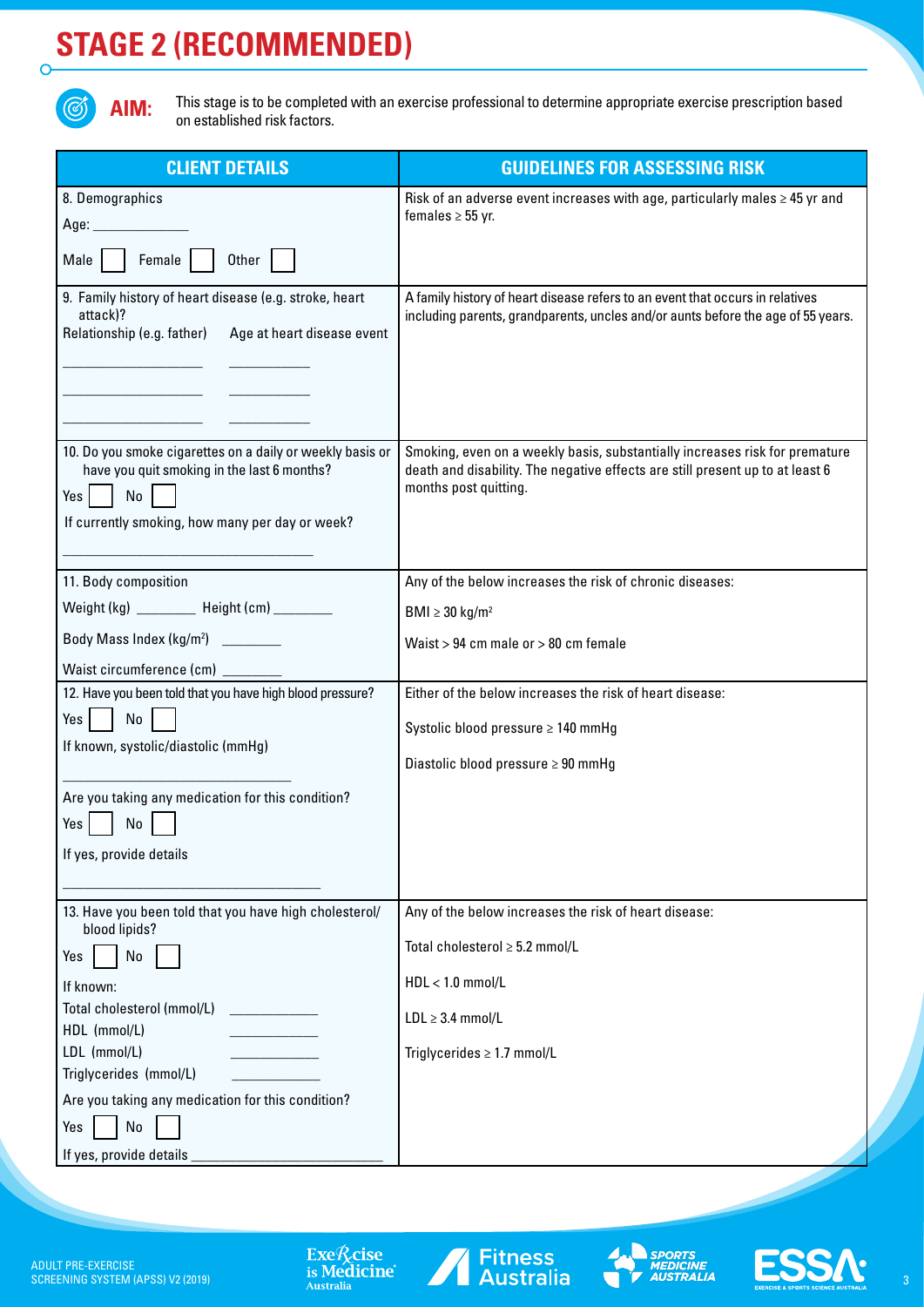# STAGE 2 (RECOMMENDED)

**AIM:** This stage is to be completed with an exercise professional to determine appropriate exercise prescription based on established risk factors.

| CLIENT DETAILS | GUIDELINES FOR ASSESSING RISK |
|---|---|
| 8. Demographics<br>Age: ____________<br>Male ☐ Female ☐ Other ☐ | Risk of an adverse event increases with age, particularly males ≥ 45 yr and females ≥ 55 yr. |
| 9. Family history of heart disease (e.g. stroke, heart attack)?<br>Relationship (e.g. father) Age at heart disease event<br>__________________ __________<br>__________________ __________<br>__________________ __________ | A family history of heart disease refers to an event that occurs in relatives including parents, grandparents, uncles and/or aunts before the age of 55 years. |
| 10. Do you smoke cigarettes on a daily or weekly basis or have you quit smoking in the last 6 months?<br>Yes ☐ No ☐<br>If currently smoking, how many per day or week?<br>________________________________ | Smoking, even on a weekly basis, substantially increases risk for premature death and disability. The negative effects are still present up to at least 6 months post quitting. |
| 11. Body composition<br>Weight (kg) ________ Height (cm) ________<br>Body Mass Index (kg/m²) ________<br>Waist circumference (cm) ________ | Any of the below increases the risk of chronic diseases:<br>BMI ≥ 30 kg/m²<br>Waist > 94 cm male or > 80 cm female |
| 12. Have you been told that you have high blood pressure?<br>Yes ☐ No ☐<br>If known, systolic/diastolic (mmHg)<br>______________________________<br>Are you taking any medication for this condition?<br>Yes ☐ No ☐<br>If yes, provide details<br>________________________________ | Either of the below increases the risk of heart disease:<br>Systolic blood pressure ≥ 140 mmHg<br>Diastolic blood pressure ≥ 90 mmHg |
| 13. Have you been told that you have high cholesterol/ blood lipids?<br>Yes ☐ No ☐<br>If known:<br>Total cholesterol (mmol/L) __________<br>HDL (mmol/L) __________<br>LDL (mmol/L) __________<br>Triglycerides (mmol/L) __________<br>Are you taking any medication for this condition?<br>Yes ☐ No ☐<br>If yes, provide details ______________________ | Any of the below increases the risk of heart disease:<br>Total cholesterol ≥ 5.2 mmol/L<br>HDL < 1.0 mmol/L<br>LDL ≥ 3.4 mmol/L<br>Triglycerides ≥ 1.7 mmol/L |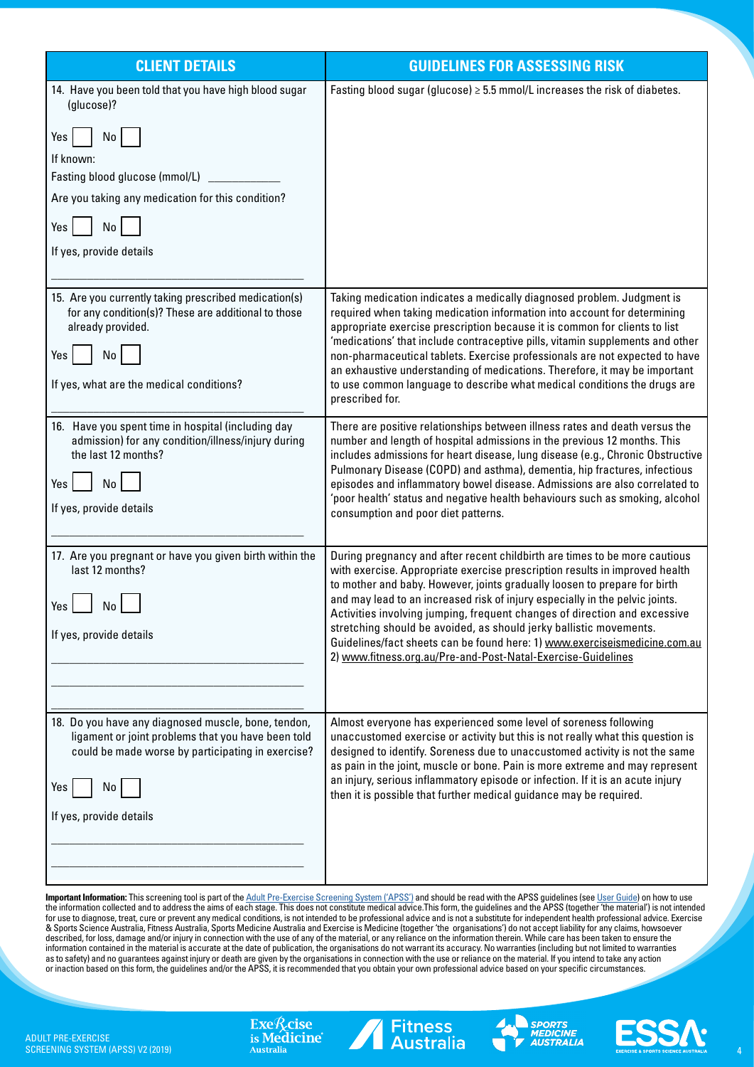| CLIENT DETAILS | GUIDELINES FOR ASSESSING RISK |
|---|---|
| 14. Have you been told that you have high blood sugar (glucose)?<br><br>Yes [ ] No [ ]<br><br>If known:<br>Fasting blood glucose (mmol/L) ___________<br><br>Are you taking any medication for this condition?<br><br>Yes [ ] No [ ]<br><br>If yes, provide details<br><br>________________________________________ | Fasting blood sugar (glucose) ≥ 5.5 mmol/L increases the risk of diabetes. |
| 15. Are you currently taking prescribed medication(s) for any condition(s)? These are additional to those already provided.<br><br>Yes [ ] No [ ]<br><br>If yes, what are the medical conditions?<br><br>________________________________________ | Taking medication indicates a medically diagnosed problem. Judgment is required when taking medication information into account for determining appropriate exercise prescription because it is common for clients to list 'medications' that include contraceptive pills, vitamin supplements and other non-pharmaceutical tablets. Exercise professionals are not expected to have an exhaustive understanding of medications. Therefore, it may be important to use common language to describe what medical conditions the drugs are prescribed for. |
| 16. Have you spent time in hospital (including day admission) for any condition/illness/injury during the last 12 months?<br><br>Yes [ ] No [ ]<br><br>If yes, provide details<br><br>________________________________________ | There are positive relationships between illness rates and death versus the number and length of hospital admissions in the previous 12 months. This includes admissions for heart disease, lung disease (e.g., Chronic Obstructive Pulmonary Disease (COPD) and asthma), dementia, hip fractures, infectious episodes and inflammatory bowel disease. Admissions are also correlated to 'poor health' status and negative health behaviours such as smoking, alcohol consumption and poor diet patterns. |
| 17. Are you pregnant or have you given birth within the last 12 months?<br><br>Yes [ ] No [ ]<br><br>If yes, provide details<br><br>________________________________________<br>________________________________________<br>________________________________________ | During pregnancy and after recent childbirth are times to be more cautious with exercise. Appropriate exercise prescription results in improved health to mother and baby. However, joints gradually loosen to prepare for birth and may lead to an increased risk of injury especially in the pelvic joints. Activities involving jumping, frequent changes of direction and excessive stretching should be avoided, as should jerky ballistic movements. Guidelines/fact sheets can be found here: 1) www.exerciseismedicine.com.au 2) www.fitness.org.au/Pre-and-Post-Natal-Exercise-Guidelines |
| 18. Do you have any diagnosed muscle, bone, tendon, ligament or joint problems that you have been told could be made worse by participating in exercise?<br><br>Yes [ ] No [ ]<br><br>If yes, provide details<br><br>________________________________________<br>________________________________________ | Almost everyone has experienced some level of soreness following unaccustomed exercise or activity but this is not really what this question is designed to identify. Soreness due to unaccustomed activity is not the same as pain in the joint, muscle or bone. Pain is more extreme and may represent an injury, serious inflammatory episode or infection. If it is an acute injury then it is possible that further medical guidance may be required. |

**Important Information:** This screening tool is part of the Adult Pre-Exercise Screening System ('APSS') and should be read with the APSS guidelines (see User Guide) on how to use the information collected and to address the aims of each stage. This does not constitute medical advice.This form, the guidelines and the APSS (together 'the material') is not intended for use to diagnose, treat, cure or prevent any medical conditions, is not intended to be professional advice and is not a substitute for independent health professional advice. Exercise & Sports Science Australia, Fitness Australia, Sports Medicine Australia and Exercise is Medicine (together 'the organisations') do not accept liability for any claims, howsoever described, for loss, damage and/or injury in connection with the use of any of the material, or any reliance on the information therein. While care has been taken to ensure the information contained in the material is accurate at the date of publication, the organisations do not warrant its accuracy. No warranties (including but not limited to warranties as to safety) and no guarantees against injury or death are given by the organisations in connection with the use or reliance on the material. If you intend to take any action or inaction based on this form, the guidelines and/or the APSS, it is recommended that you obtain your own professional advice based on your specific circumstances.